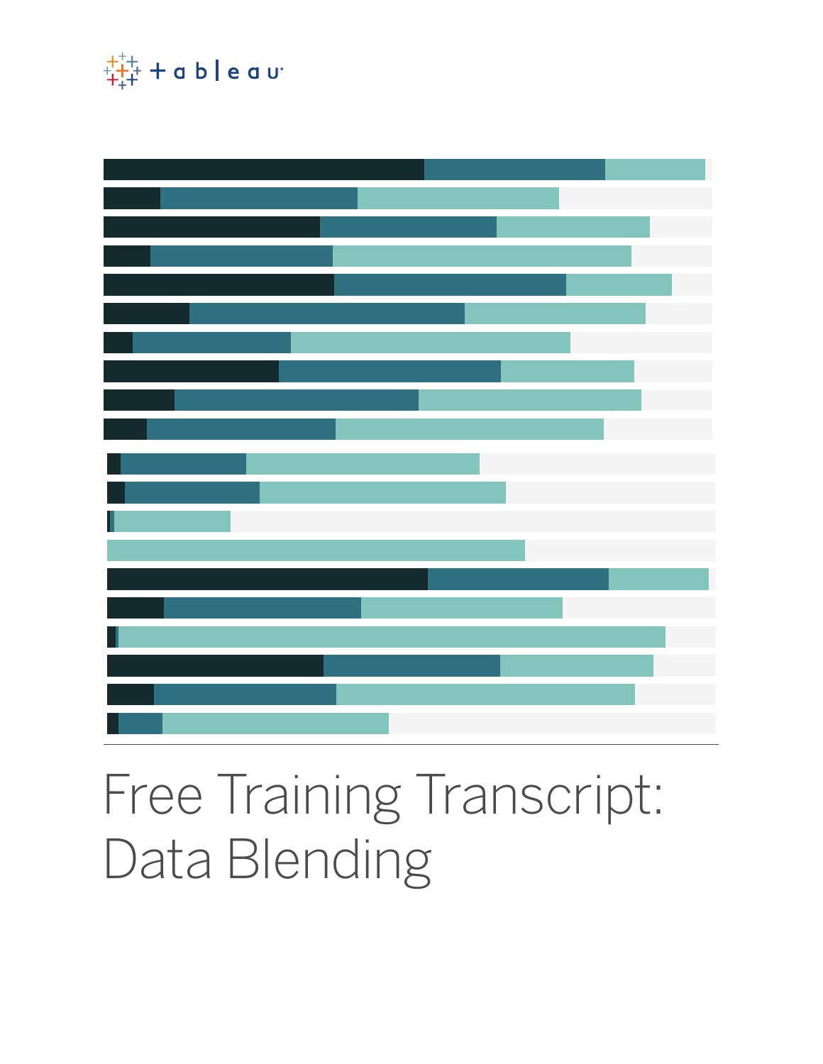# Free Training Transcript: Data Blending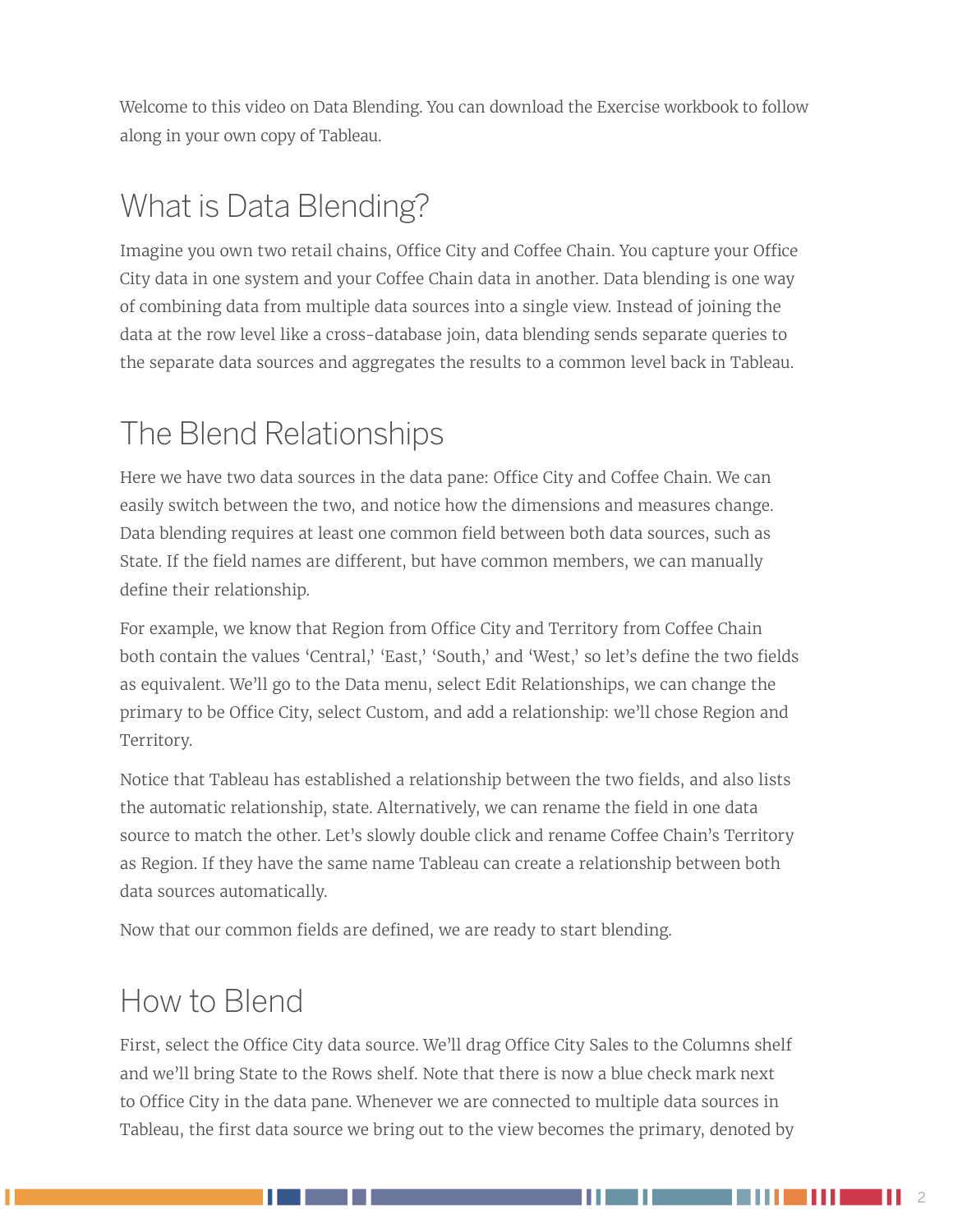Welcome to this video on Data Blending. You can download the Exercise workbook to follow along in your own copy of Tableau.

## What is Data Blending?

Imagine you own two retail chains, Office City and Coffee Chain. You capture your Office City data in one system and your Coffee Chain data in another. Data blending is one way of combining data from multiple data sources into a single view. Instead of joining the data at the row level like a cross-database join, data blending sends separate queries to the separate data sources and aggregates the results to a common level back in Tableau.

## The Blend Relationships

Here we have two data sources in the data pane: Office City and Coffee Chain. We can easily switch between the two, and notice how the dimensions and measures change. Data blending requires at least one common field between both data sources, such as State. If the field names are different, but have common members, we can manually define their relationship.

For example, we know that Region from Office City and Territory from Coffee Chain both contain the values 'Central,' 'East,' 'South,' and 'West,' so let's define the two fields as equivalent. We'll go to the Data menu, select Edit Relationships, we can change the primary to be Office City, select Custom, and add a relationship: we'll chose Region and Territory.

Notice that Tableau has established a relationship between the two fields, and also lists the automatic relationship, state. Alternatively, we can rename the field in one data source to match the other. Let's slowly double click and rename Coffee Chain's Territory as Region. If they have the same name Tableau can create a relationship between both data sources automatically.

Now that our common fields are defined, we are ready to start blending.

## How to Blend

First, select the Office City data source. We'll drag Office City Sales to the Columns shelf and we'll bring State to the Rows shelf. Note that there is now a blue check mark next to Office City in the data pane. Whenever we are connected to multiple data sources in Tableau, the first data source we bring out to the view becomes the primary, denoted by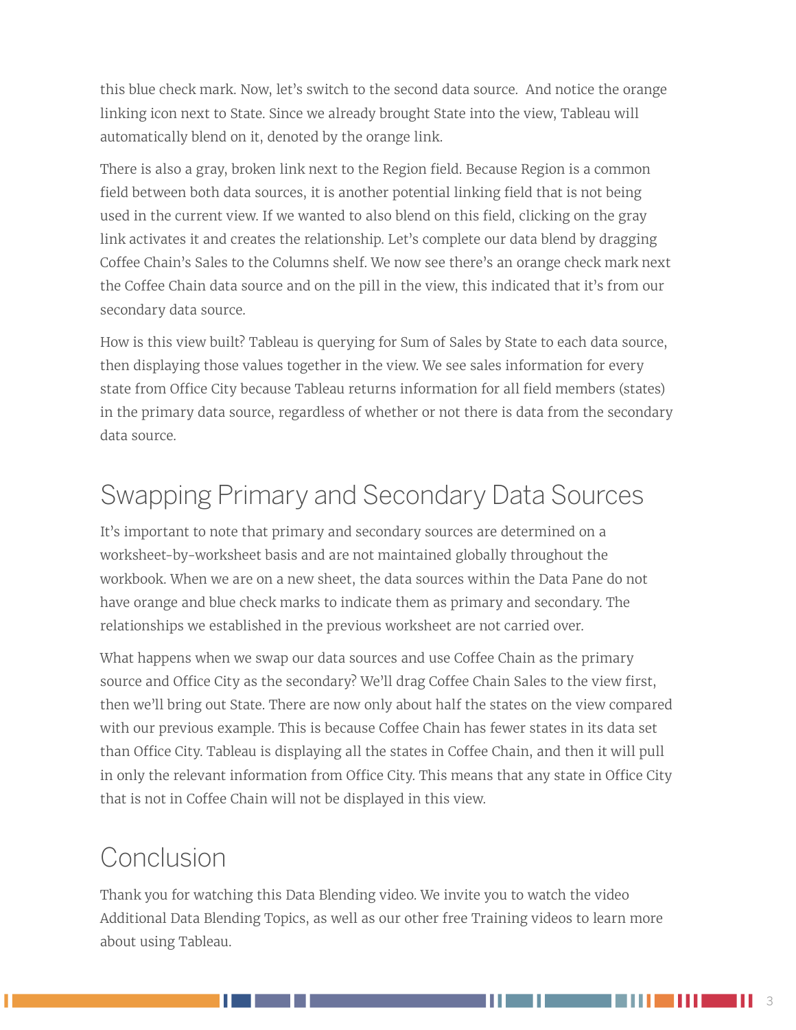this blue check mark. Now, let's switch to the second data source. And notice the orange linking icon next to State. Since we already brought State into the view, Tableau will automatically blend on it, denoted by the orange link.

There is also a gray, broken link next to the Region field. Because Region is a common field between both data sources, it is another potential linking field that is not being used in the current view. If we wanted to also blend on this field, clicking on the gray link activates it and creates the relationship. Let's complete our data blend by dragging Coffee Chain's Sales to the Columns shelf. We now see there's an orange check mark next the Coffee Chain data source and on the pill in the view, this indicated that it's from our secondary data source.

How is this view built? Tableau is querying for Sum of Sales by State to each data source, then displaying those values together in the view. We see sales information for every state from Office City because Tableau returns information for all field members (states) in the primary data source, regardless of whether or not there is data from the secondary data source.

## Swapping Primary and Secondary Data Sources

It's important to note that primary and secondary sources are determined on a worksheet-by-worksheet basis and are not maintained globally throughout the workbook. When we are on a new sheet, the data sources within the Data Pane do not have orange and blue check marks to indicate them as primary and secondary. The relationships we established in the previous worksheet are not carried over.

What happens when we swap our data sources and use Coffee Chain as the primary source and Office City as the secondary? We'll drag Coffee Chain Sales to the view first, then we'll bring out State. There are now only about half the states on the view compared with our previous example. This is because Coffee Chain has fewer states in its data set than Office City. Tableau is displaying all the states in Coffee Chain, and then it will pull in only the relevant information from Office City. This means that any state in Office City that is not in Coffee Chain will not be displayed in this view.

## Conclusion

Thank you for watching this Data Blending video. We invite you to watch the video Additional Data Blending Topics, as well as our other free Training videos to learn more about using Tableau.